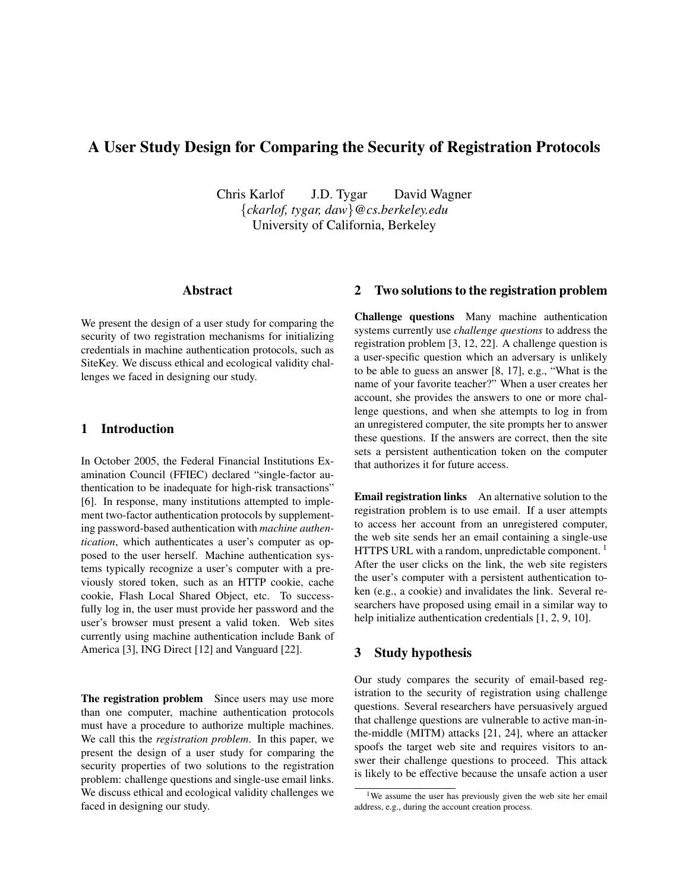# A User Study Design for Comparing the Security of Registration Protocols

Chris Karlof J.D. Tygar David Wagner
{*ckarlof, tygar, daw*}*@cs.berkeley.edu*
University of California, Berkeley

## Abstract

We present the design of a user study for comparing the security of two registration mechanisms for initializing credentials in machine authentication protocols, such as SiteKey. We discuss ethical and ecological validity challenges we faced in designing our study.

## 1 Introduction

In October 2005, the Federal Financial Institutions Examination Council (FFIEC) declared "single-factor authentication to be inadequate for high-risk transactions" [6]. In response, many institutions attempted to implement two-factor authentication protocols by supplementing password-based authentication with *machine authentication*, which authenticates a user's computer as opposed to the user herself. Machine authentication systems typically recognize a user's computer with a previously stored token, such as an HTTP cookie, cache cookie, Flash Local Shared Object, etc. To successfully log in, the user must provide her password and the user's browser must present a valid token. Web sites currently using machine authentication include Bank of America [3], ING Direct [12] and Vanguard [22].

**The registration problem** Since users may use more than one computer, machine authentication protocols must have a procedure to authorize multiple machines. We call this the *registration problem*. In this paper, we present the design of a user study for comparing the security properties of two solutions to the registration problem: challenge questions and single-use email links. We discuss ethical and ecological validity challenges we faced in designing our study.

## 2 Two solutions to the registration problem

**Challenge questions** Many machine authentication systems currently use *challenge questions* to address the registration problem [3, 12, 22]. A challenge question is a user-specific question which an adversary is unlikely to be able to guess an answer [8, 17], e.g., "What is the name of your favorite teacher?" When a user creates her account, she provides the answers to one or more challenge questions, and when she attempts to log in from an unregistered computer, the site prompts her to answer these questions. If the answers are correct, then the site sets a persistent authentication token on the computer that authorizes it for future access.

**Email registration links** An alternative solution to the registration problem is to use email. If a user attempts to access her account from an unregistered computer, the web site sends her an email containing a single-use HTTPS URL with a random, unpredictable component. [1] After the user clicks on the link, the web site registers the user's computer with a persistent authentication token (e.g., a cookie) and invalidates the link. Several researchers have proposed using email in a similar way to help initialize authentication credentials [1, 2, 9, 10].

## 3 Study hypothesis

Our study compares the security of email-based registration to the security of registration using challenge questions. Several researchers have persuasively argued that challenge questions are vulnerable to active man-in-the-middle (MITM) attacks [21, 24], where an attacker spoofs the target web site and requires visitors to answer their challenge questions to proceed. This attack is likely to be effective because the unsafe action a user

[1] We assume the user has previously given the web site her email address, e.g., during the account creation process.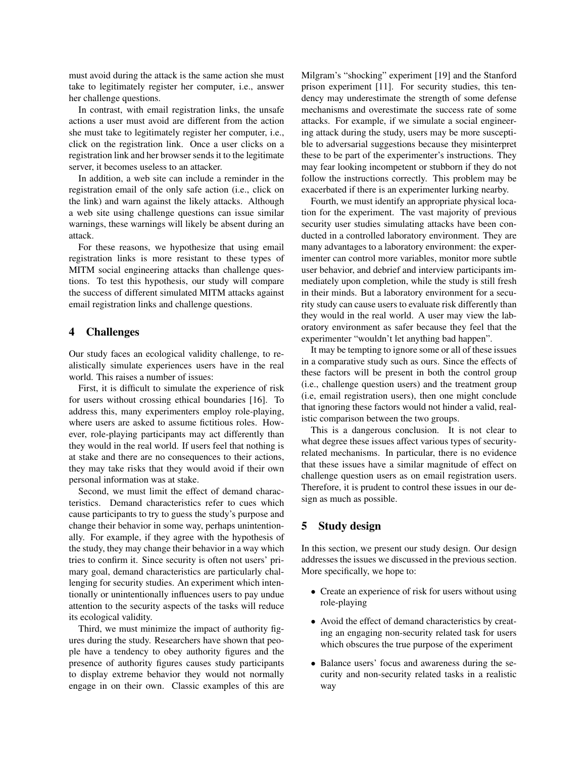must avoid during the attack is the same action she must take to legitimately register her computer, i.e., answer her challenge questions.

In contrast, with email registration links, the unsafe actions a user must avoid are different from the action she must take to legitimately register her computer, i.e., click on the registration link. Once a user clicks on a registration link and her browser sends it to the legitimate server, it becomes useless to an attacker.

In addition, a web site can include a reminder in the registration email of the only safe action (i.e., click on the link) and warn against the likely attacks. Although a web site using challenge questions can issue similar warnings, these warnings will likely be absent during an attack.

For these reasons, we hypothesize that using email registration links is more resistant to these types of MITM social engineering attacks than challenge questions. To test this hypothesis, our study will compare the success of different simulated MITM attacks against email registration links and challenge questions.

## 4 Challenges

Our study faces an ecological validity challenge, to realistically simulate experiences users have in the real world. This raises a number of issues:

First, it is difficult to simulate the experience of risk for users without crossing ethical boundaries [16]. To address this, many experimenters employ role-playing, where users are asked to assume fictitious roles. However, role-playing participants may act differently than they would in the real world. If users feel that nothing is at stake and there are no consequences to their actions, they may take risks that they would avoid if their own personal information was at stake.

Second, we must limit the effect of demand characteristics. Demand characteristics refer to cues which cause participants to try to guess the study's purpose and change their behavior in some way, perhaps unintentionally. For example, if they agree with the hypothesis of the study, they may change their behavior in a way which tries to confirm it. Since security is often not users' primary goal, demand characteristics are particularly challenging for security studies. An experiment which intentionally or unintentionally influences users to pay undue attention to the security aspects of the tasks will reduce its ecological validity.

Third, we must minimize the impact of authority figures during the study. Researchers have shown that people have a tendency to obey authority figures and the presence of authority figures causes study participants to display extreme behavior they would not normally engage in on their own. Classic examples of this are Milgram's "shocking" experiment [19] and the Stanford prison experiment [11]. For security studies, this tendency may underestimate the strength of some defense mechanisms and overestimate the success rate of some attacks. For example, if we simulate a social engineering attack during the study, users may be more susceptible to adversarial suggestions because they misinterpret these to be part of the experimenter's instructions. They may fear looking incompetent or stubborn if they do not follow the instructions correctly. This problem may be exacerbated if there is an experimenter lurking nearby.

Fourth, we must identify an appropriate physical location for the experiment. The vast majority of previous security user studies simulating attacks have been conducted in a controlled laboratory environment. They are many advantages to a laboratory environment: the experimenter can control more variables, monitor more subtle user behavior, and debrief and interview participants immediately upon completion, while the study is still fresh in their minds. But a laboratory environment for a security study can cause users to evaluate risk differently than they would in the real world. A user may view the laboratory environment as safer because they feel that the experimenter "wouldn't let anything bad happen".

It may be tempting to ignore some or all of these issues in a comparative study such as ours. Since the effects of these factors will be present in both the control group (i.e., challenge question users) and the treatment group (i.e, email registration users), then one might conclude that ignoring these factors would not hinder a valid, realistic comparison between the two groups.

This is a dangerous conclusion. It is not clear to what degree these issues affect various types of security-related mechanisms. In particular, there is no evidence that these issues have a similar magnitude of effect on challenge question users as on email registration users. Therefore, it is prudent to control these issues in our design as much as possible.

## 5 Study design

In this section, we present our study design. Our design addresses the issues we discussed in the previous section. More specifically, we hope to:

- Create an experience of risk for users without using role-playing
- Avoid the effect of demand characteristics by creating an engaging non-security related task for users which obscures the true purpose of the experiment
- Balance users' focus and awareness during the security and non-security related tasks in a realistic way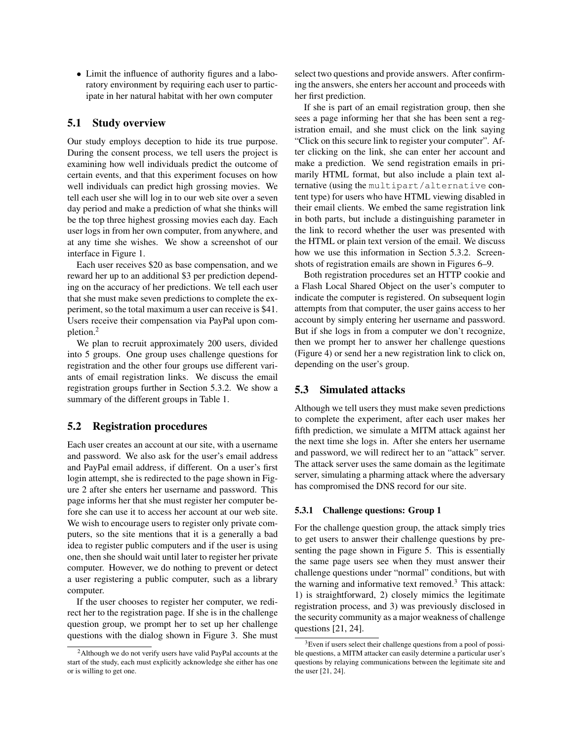- Limit the influence of authority figures and a laboratory environment by requiring each user to participate in her natural habitat with her own computer

### 5.1 Study overview

Our study employs deception to hide its true purpose. During the consent process, we tell users the project is examining how well individuals predict the outcome of certain events, and that this experiment focuses on how well individuals can predict high grossing movies. We tell each user she will log in to our web site over a seven day period and make a prediction of what she thinks will be the top three highest grossing movies each day. Each user logs in from her own computer, from anywhere, and at any time she wishes. We show a screenshot of our interface in Figure 1.

Each user receives $20 as base compensation, and we reward her up to an additional $3 per prediction depending on the accuracy of her predictions. We tell each user that she must make seven predictions to complete the experiment, so the total maximum a user can receive is $41. Users receive their compensation via PayPal upon completion.[2]

We plan to recruit approximately 200 users, divided into 5 groups. One group uses challenge questions for registration and the other four groups use different variants of email registration links. We discuss the email registration groups further in Section 5.3.2. We show a summary of the different groups in Table 1.

### 5.2 Registration procedures

Each user creates an account at our site, with a username and password. We also ask for the user's email address and PayPal email address, if different. On a user's first login attempt, she is redirected to the page shown in Figure 2 after she enters her username and password. This page informs her that she must register her computer before she can use it to access her account at our web site. We wish to encourage users to register only private computers, so the site mentions that it is a generally a bad idea to register public computers and if the user is using one, then she should wait until later to register her private computer. However, we do nothing to prevent or detect a user registering a public computer, such as a library computer.

If the user chooses to register her computer, we redirect her to the registration page. If she is in the challenge question group, we prompt her to set up her challenge questions with the dialog shown in Figure 3. She must select two questions and provide answers. After confirming the answers, she enters her account and proceeds with her first prediction.

If she is part of an email registration group, then she sees a page informing her that she has been sent a registration email, and she must click on the link saying "Click on this secure link to register your computer". After clicking on the link, she can enter her account and make a prediction. We send registration emails in primarily HTML format, but also include a plain text alternative (using the `multipart/alternative` content type) for users who have HTML viewing disabled in their email clients. We embed the same registration link in both parts, but include a distinguishing parameter in the link to record whether the user was presented with the HTML or plain text version of the email. We discuss how we use this information in Section 5.3.2. Screenshots of registration emails are shown in Figures 6–9.

Both registration procedures set an HTTP cookie and a Flash Local Shared Object on the user's computer to indicate the computer is registered. On subsequent login attempts from that computer, the user gains access to her account by simply entering her username and password. But if she logs in from a computer we don't recognize, then we prompt her to answer her challenge questions (Figure 4) or send her a new registration link to click on, depending on the user's group.

### 5.3 Simulated attacks

Although we tell users they must make seven predictions to complete the experiment, after each user makes her fifth prediction, we simulate a MITM attack against her the next time she logs in. After she enters her username and password, we will redirect her to an "attack" server. The attack server uses the same domain as the legitimate server, simulating a pharming attack where the adversary has compromised the DNS record for our site.

#### 5.3.1 Challenge questions: Group 1

For the challenge question group, the attack simply tries to get users to answer their challenge questions by presenting the page shown in Figure 5. This is essentially the same page users see when they must answer their challenge questions under "normal" conditions, but with the warning and informative text removed.[3] This attack: 1) is straightforward, 2) closely mimics the legitimate registration process, and 3) was previously disclosed in the security community as a major weakness of challenge questions [21, 24].

---

[2] Although we do not verify users have valid PayPal accounts at the start of the study, each must explicitly acknowledge she either has one or is willing to get one.

[3] Even if users select their challenge questions from a pool of possible questions, a MITM attacker can easily determine a particular user's questions by relaying communications between the legitimate site and the user [21, 24].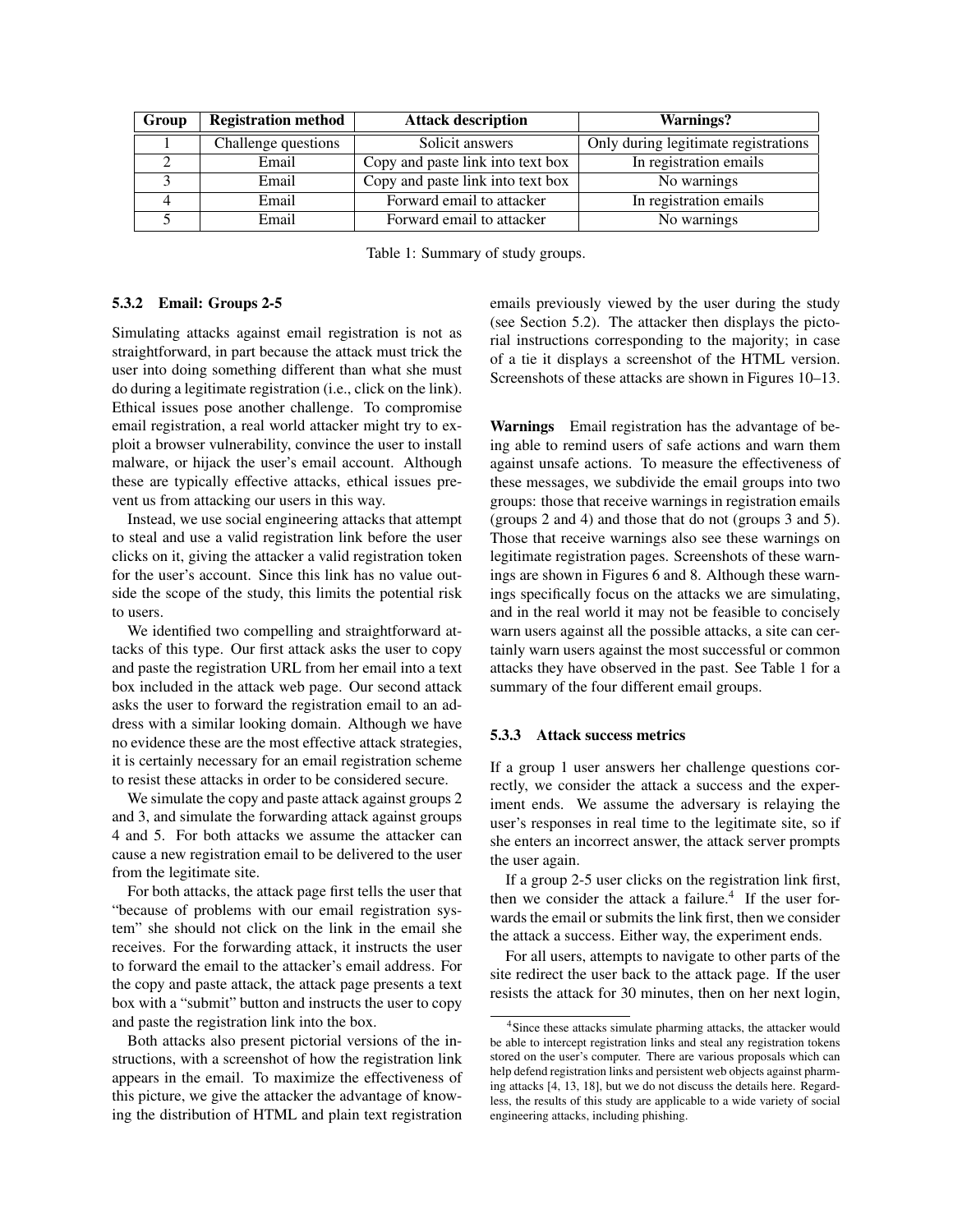| Group | Registration method | Attack description | Warnings? |
|---|---|---|---|
| 1 | Challenge questions | Solicit answers | Only during legitimate registrations |
| 2 | Email | Copy and paste link into text box | In registration emails |
| 3 | Email | Copy and paste link into text box | No warnings |
| 4 | Email | Forward email to attacker | In registration emails |
| 5 | Email | Forward email to attacker | No warnings |

Table 1: Summary of study groups.

#### 5.3.2 Email: Groups 2-5

Simulating attacks against email registration is not as straightforward, in part because the attack must trick the user into doing something different than what she must do during a legitimate registration (i.e., click on the link). Ethical issues pose another challenge. To compromise email registration, a real world attacker might try to exploit a browser vulnerability, convince the user to install malware, or hijack the user's email account. Although these are typically effective attacks, ethical issues prevent us from attacking our users in this way.

Instead, we use social engineering attacks that attempt to steal and use a valid registration link before the user clicks on it, giving the attacker a valid registration token for the user's account. Since this link has no value outside the scope of the study, this limits the potential risk to users.

We identified two compelling and straightforward attacks of this type. Our first attack asks the user to copy and paste the registration URL from her email into a text box included in the attack web page. Our second attack asks the user to forward the registration email to an address with a similar looking domain. Although we have no evidence these are the most effective attack strategies, it is certainly necessary for an email registration scheme to resist these attacks in order to be considered secure.

We simulate the copy and paste attack against groups 2 and 3, and simulate the forwarding attack against groups 4 and 5. For both attacks we assume the attacker can cause a new registration email to be delivered to the user from the legitimate site.

For both attacks, the attack page first tells the user that "because of problems with our email registration system" she should not click on the link in the email she receives. For the forwarding attack, it instructs the user to forward the email to the attacker's email address. For the copy and paste attack, the attack page presents a text box with a "submit" button and instructs the user to copy and paste the registration link into the box.

Both attacks also present pictorial versions of the instructions, with a screenshot of how the registration link appears in the email. To maximize the effectiveness of this picture, we give the attacker the advantage of knowing the distribution of HTML and plain text registration emails previously viewed by the user during the study (see Section 5.2). The attacker then displays the pictorial instructions corresponding to the majority; in case of a tie it displays a screenshot of the HTML version. Screenshots of these attacks are shown in Figures 10–13.

**Warnings** Email registration has the advantage of being able to remind users of safe actions and warn them against unsafe actions. To measure the effectiveness of these messages, we subdivide the email groups into two groups: those that receive warnings in registration emails (groups 2 and 4) and those that do not (groups 3 and 5). Those that receive warnings also see these warnings on legitimate registration pages. Screenshots of these warnings are shown in Figures 6 and 8. Although these warnings specifically focus on the attacks we are simulating, and in the real world it may not be feasible to concisely warn users against all the possible attacks, a site can certainly warn users against the most successful or common attacks they have observed in the past. See Table 1 for a summary of the four different email groups.

#### 5.3.3 Attack success metrics

If a group 1 user answers her challenge questions correctly, we consider the attack a success and the experiment ends. We assume the adversary is relaying the user's responses in real time to the legitimate site, so if she enters an incorrect answer, the attack server prompts the user again.

If a group 2-5 user clicks on the registration link first, then we consider the attack a failure.[4] If the user forwards the email or submits the link first, then we consider the attack a success. Either way, the experiment ends.

For all users, attempts to navigate to other parts of the site redirect the user back to the attack page. If the user resists the attack for 30 minutes, then on her next login,

[4] Since these attacks simulate pharming attacks, the attacker would be able to intercept registration links and steal any registration tokens stored on the user's computer. There are various proposals which can help defend registration links and persistent web objects against pharming attacks [4, 13, 18], but we do not discuss the details here. Regardless, the results of this study are applicable to a wide variety of social engineering attacks, including phishing.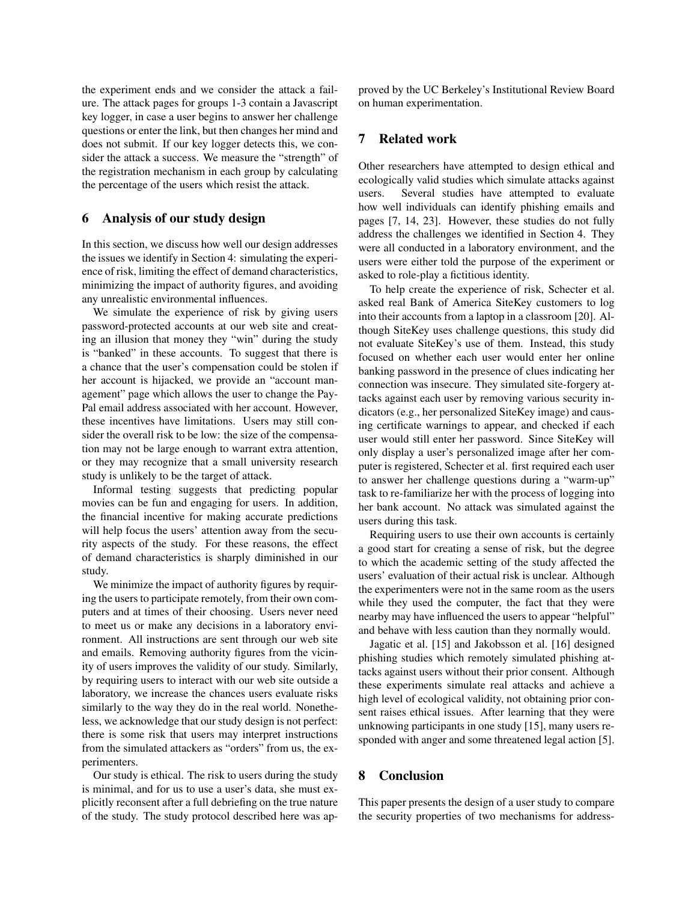the experiment ends and we consider the attack a failure. The attack pages for groups 1-3 contain a Javascript key logger, in case a user begins to answer her challenge questions or enter the link, but then changes her mind and does not submit. If our key logger detects this, we consider the attack a success. We measure the "strength" of the registration mechanism in each group by calculating the percentage of the users which resist the attack.

## 6 Analysis of our study design

In this section, we discuss how well our design addresses the issues we identify in Section 4: simulating the experience of risk, limiting the effect of demand characteristics, minimizing the impact of authority figures, and avoiding any unrealistic environmental influences.

We simulate the experience of risk by giving users password-protected accounts at our web site and creating an illusion that money they "win" during the study is "banked" in these accounts. To suggest that there is a chance that the user's compensation could be stolen if her account is hijacked, we provide an "account management" page which allows the user to change the PayPal email address associated with her account. However, these incentives have limitations. Users may still consider the overall risk to be low: the size of the compensation may not be large enough to warrant extra attention, or they may recognize that a small university research study is unlikely to be the target of attack.

Informal testing suggests that predicting popular movies can be fun and engaging for users. In addition, the financial incentive for making accurate predictions will help focus the users' attention away from the security aspects of the study. For these reasons, the effect of demand characteristics is sharply diminished in our study.

We minimize the impact of authority figures by requiring the users to participate remotely, from their own computers and at times of their choosing. Users never need to meet us or make any decisions in a laboratory environment. All instructions are sent through our web site and emails. Removing authority figures from the vicinity of users improves the validity of our study. Similarly, by requiring users to interact with our web site outside a laboratory, we increase the chances users evaluate risks similarly to the way they do in the real world. Nonetheless, we acknowledge that our study design is not perfect: there is some risk that users may interpret instructions from the simulated attackers as "orders" from us, the experimenters.

Our study is ethical. The risk to users during the study is minimal, and for us to use a user's data, she must explicitly reconsent after a full debriefing on the true nature of the study. The study protocol described here was approved by the UC Berkeley's Institutional Review Board on human experimentation.

## 7 Related work

Other researchers have attempted to design ethical and ecologically valid studies which simulate attacks against users. Several studies have attempted to evaluate how well individuals can identify phishing emails and pages [7, 14, 23]. However, these studies do not fully address the challenges we identified in Section 4. They were all conducted in a laboratory environment, and the users were either told the purpose of the experiment or asked to role-play a fictitious identity.

To help create the experience of risk, Schecter et al. asked real Bank of America SiteKey customers to log into their accounts from a laptop in a classroom [20]. Although SiteKey uses challenge questions, this study did not evaluate SiteKey's use of them. Instead, this study focused on whether each user would enter her online banking password in the presence of clues indicating her connection was insecure. They simulated site-forgery attacks against each user by removing various security indicators (e.g., her personalized SiteKey image) and causing certificate warnings to appear, and checked if each user would still enter her password. Since SiteKey will only display a user's personalized image after her computer is registered, Schecter et al. first required each user to answer her challenge questions during a "warm-up" task to re-familiarize her with the process of logging into her bank account. No attack was simulated against the users during this task.

Requiring users to use their own accounts is certainly a good start for creating a sense of risk, but the degree to which the academic setting of the study affected the users' evaluation of their actual risk is unclear. Although the experimenters were not in the same room as the users while they used the computer, the fact that they were nearby may have influenced the users to appear "helpful" and behave with less caution than they normally would.

Jagatic et al. [15] and Jakobsson et al. [16] designed phishing studies which remotely simulated phishing attacks against users without their prior consent. Although these experiments simulate real attacks and achieve a high level of ecological validity, not obtaining prior consent raises ethical issues. After learning that they were unknowing participants in one study [15], many users responded with anger and some threatened legal action [5].

## 8 Conclusion

This paper presents the design of a user study to compare the security properties of two mechanisms for address-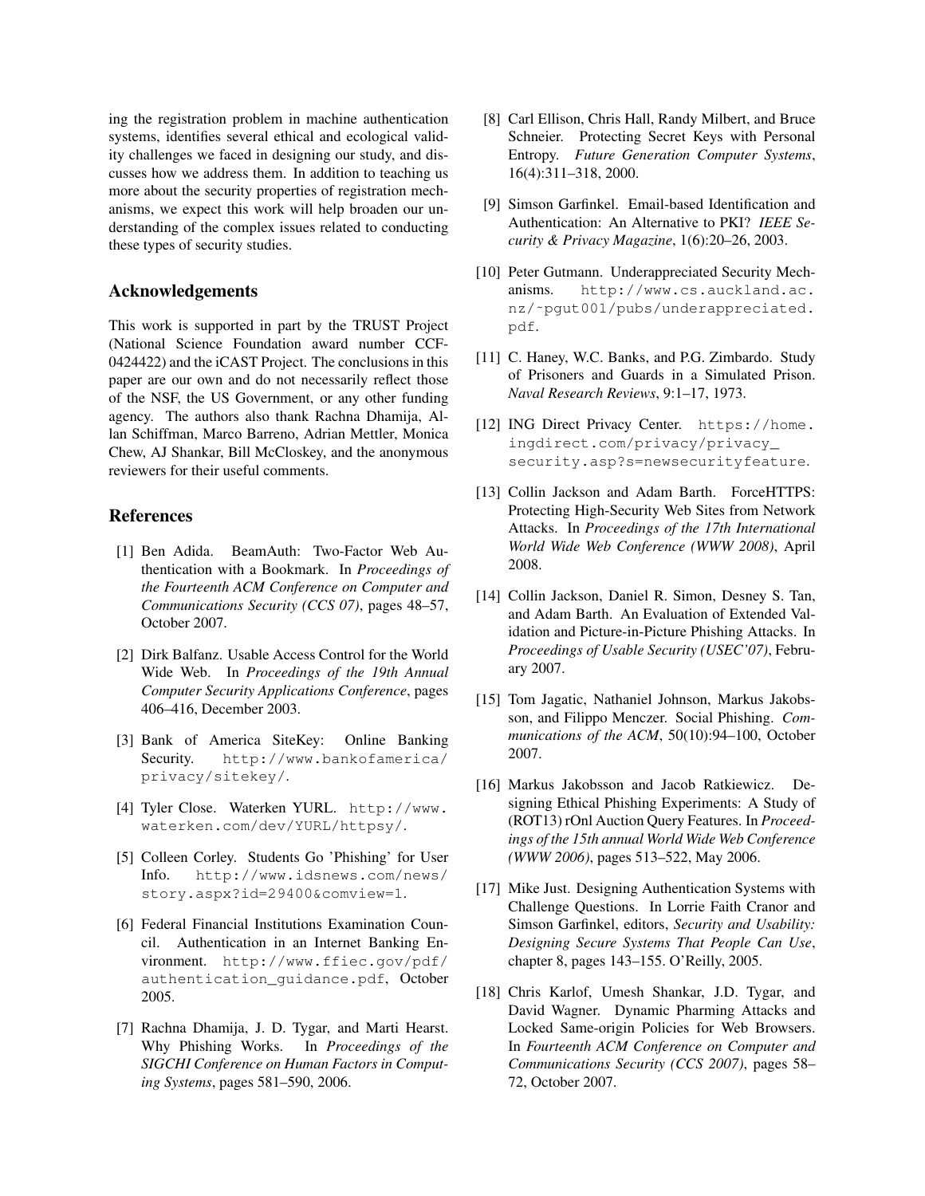ing the registration problem in machine authentication systems, identifies several ethical and ecological validity challenges we faced in designing our study, and discusses how we address them. In addition to teaching us more about the security properties of registration mechanisms, we expect this work will help broaden our understanding of the complex issues related to conducting these types of security studies.

## Acknowledgements

This work is supported in part by the TRUST Project (National Science Foundation award number CCF-0424422) and the iCAST Project. The conclusions in this paper are our own and do not necessarily reflect those of the NSF, the US Government, or any other funding agency. The authors also thank Rachna Dhamija, Allan Schiffman, Marco Barreno, Adrian Mettler, Monica Chew, AJ Shankar, Bill McCloskey, and the anonymous reviewers for their useful comments.

## References

[1] Ben Adida. BeamAuth: Two-Factor Web Authentication with a Bookmark. In *Proceedings of the Fourteenth ACM Conference on Computer and Communications Security (CCS 07)*, pages 48–57, October 2007.

[2] Dirk Balfanz. Usable Access Control for the World Wide Web. In *Proceedings of the 19th Annual Computer Security Applications Conference*, pages 406–416, December 2003.

[3] Bank of America SiteKey: Online Banking Security. http://www.bankofamerica/privacy/sitekey/.

[4] Tyler Close. Waterken YURL. http://www.waterken.com/dev/YURL/httpsy/.

[5] Colleen Corley. Students Go 'Phishing' for User Info. http://www.idsnews.com/news/story.aspx?id=29400&comview=1.

[6] Federal Financial Institutions Examination Council. Authentication in an Internet Banking Environment. http://www.ffiec.gov/pdf/authentication_guidance.pdf, October 2005.

[7] Rachna Dhamija, J. D. Tygar, and Marti Hearst. Why Phishing Works. In *Proceedings of the SIGCHI Conference on Human Factors in Computing Systems*, pages 581–590, 2006.

[8] Carl Ellison, Chris Hall, Randy Milbert, and Bruce Schneier. Protecting Secret Keys with Personal Entropy. *Future Generation Computer Systems*, 16(4):311–318, 2000.

[9] Simson Garfinkel. Email-based Identification and Authentication: An Alternative to PKI? *IEEE Security & Privacy Magazine*, 1(6):20–26, 2003.

[10] Peter Gutmann. Underappreciated Security Mechanisms. http://www.cs.auckland.ac.nz/~pgut001/pubs/underappreciated.pdf.

[11] C. Haney, W.C. Banks, and P.G. Zimbardo. Study of Prisoners and Guards in a Simulated Prison. *Naval Research Reviews*, 9:1–17, 1973.

[12] ING Direct Privacy Center. https://home.ingdirect.com/privacy/privacy_security.asp?s=newsecurityfeature.

[13] Collin Jackson and Adam Barth. ForceHTTPS: Protecting High-Security Web Sites from Network Attacks. In *Proceedings of the 17th International World Wide Web Conference (WWW 2008)*, April 2008.

[14] Collin Jackson, Daniel R. Simon, Desney S. Tan, and Adam Barth. An Evaluation of Extended Validation and Picture-in-Picture Phishing Attacks. In *Proceedings of Usable Security (USEC'07)*, February 2007.

[15] Tom Jagatic, Nathaniel Johnson, Markus Jakobsson, and Filippo Menczer. Social Phishing. *Communications of the ACM*, 50(10):94–100, October 2007.

[16] Markus Jakobsson and Jacob Ratkiewicz. Designing Ethical Phishing Experiments: A Study of (ROT13) rOnl Auction Query Features. In *Proceedings of the 15th annual World Wide Web Conference (WWW 2006)*, pages 513–522, May 2006.

[17] Mike Just. Designing Authentication Systems with Challenge Questions. In Lorrie Faith Cranor and Simson Garfinkel, editors, *Security and Usability: Designing Secure Systems That People Can Use*, chapter 8, pages 143–155. O'Reilly, 2005.

[18] Chris Karlof, Umesh Shankar, J.D. Tygar, and David Wagner. Dynamic Pharming Attacks and Locked Same-origin Policies for Web Browsers. In *Fourteenth ACM Conference on Computer and Communications Security (CCS 2007)*, pages 58–72, October 2007.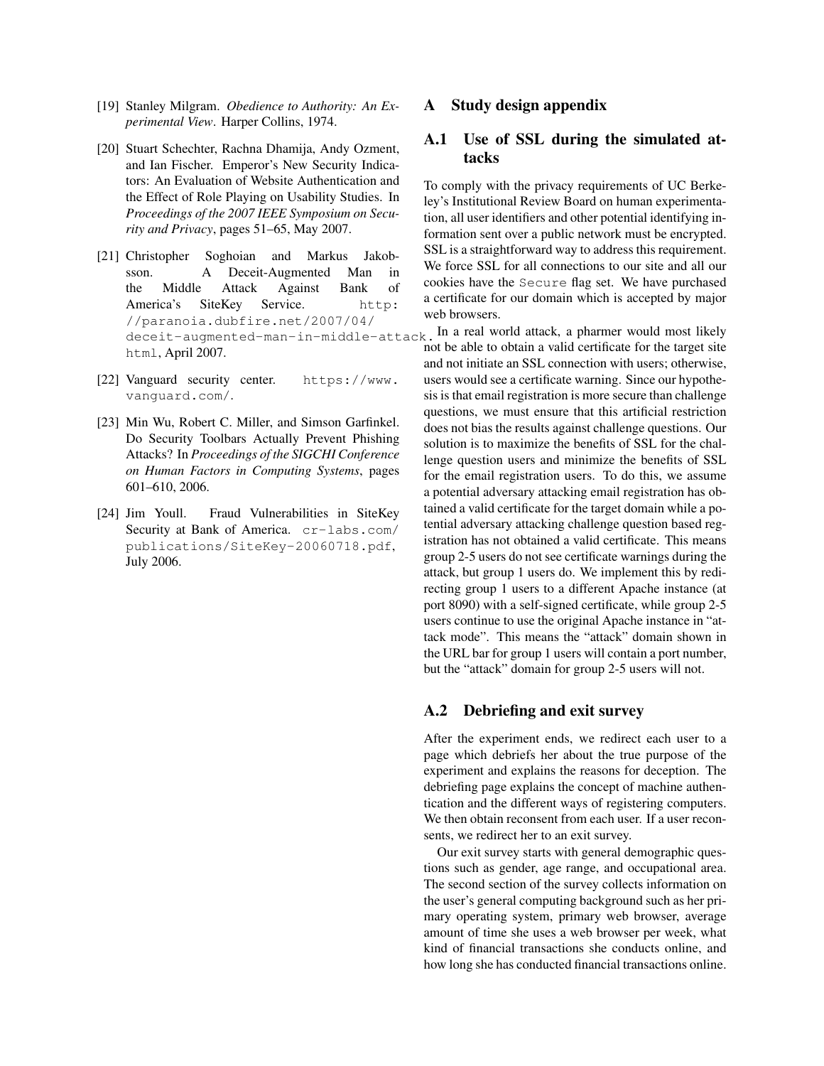[19] Stanley Milgram. *Obedience to Authority: An Experimental View*. Harper Collins, 1974.

[20] Stuart Schechter, Rachna Dhamija, Andy Ozment, and Ian Fischer. Emperor's New Security Indicators: An Evaluation of Website Authentication and the Effect of Role Playing on Usability Studies. In *Proceedings of the 2007 IEEE Symposium on Security and Privacy*, pages 51–65, May 2007.

[21] Christopher Soghoian and Markus Jakobsson. A Deceit-Augmented Man in the Middle Attack Against Bank of America's SiteKey Service. `http://paranoia.dubfire.net/2007/04/deceit-augmented-man-in-middle-attack.html`, April 2007.

[22] Vanguard security center. `https://www.vanguard.com/`.

[23] Min Wu, Robert C. Miller, and Simson Garfinkel. Do Security Toolbars Actually Prevent Phishing Attacks? In *Proceedings of the SIGCHI Conference on Human Factors in Computing Systems*, pages 601–610, 2006.

[24] Jim Youll. Fraud Vulnerabilities in SiteKey Security at Bank of America. `cr-labs.com/publications/SiteKey-20060718.pdf`, July 2006.

## A Study design appendix

### A.1 Use of SSL during the simulated attacks

To comply with the privacy requirements of UC Berkeley's Institutional Review Board on human experimentation, all user identifiers and other potential identifying information sent over a public network must be encrypted. SSL is a straightforward way to address this requirement. We force SSL for all connections to our site and all our cookies have the `Secure` flag set. We have purchased a certificate for our domain which is accepted by major web browsers.

In a real world attack, a pharmer would most likely not be able to obtain a valid certificate for the target site and not initiate an SSL connection with users; otherwise, users would see a certificate warning. Since our hypothesis is that email registration is more secure than challenge questions, we must ensure that this artificial restriction does not bias the results against challenge questions. Our solution is to maximize the benefits of SSL for the challenge question users and minimize the benefits of SSL for the email registration users. To do this, we assume a potential adversary attacking email registration has obtained a valid certificate for the target domain while a potential adversary attacking challenge question based registration has not obtained a valid certificate. This means group 2-5 users do not see certificate warnings during the attack, but group 1 users do. We implement this by redirecting group 1 users to a different Apache instance (at port 8090) with a self-signed certificate, while group 2-5 users continue to use the original Apache instance in "attack mode". This means the "attack" domain shown in the URL bar for group 1 users will contain a port number, but the "attack" domain for group 2-5 users will not.

### A.2 Debriefing and exit survey

After the experiment ends, we redirect each user to a page which debriefs her about the true purpose of the experiment and explains the reasons for deception. The debriefing page explains the concept of machine authentication and the different ways of registering computers. We then obtain reconsent from each user. If a user reconsents, we redirect her to an exit survey.

Our exit survey starts with general demographic questions such as gender, age range, and occupational area. The second section of the survey collects information on the user's general computing background such as her primary operating system, primary web browser, average amount of time she uses a web browser per week, what kind of financial transactions she conducts online, and how long she has conducted financial transactions online.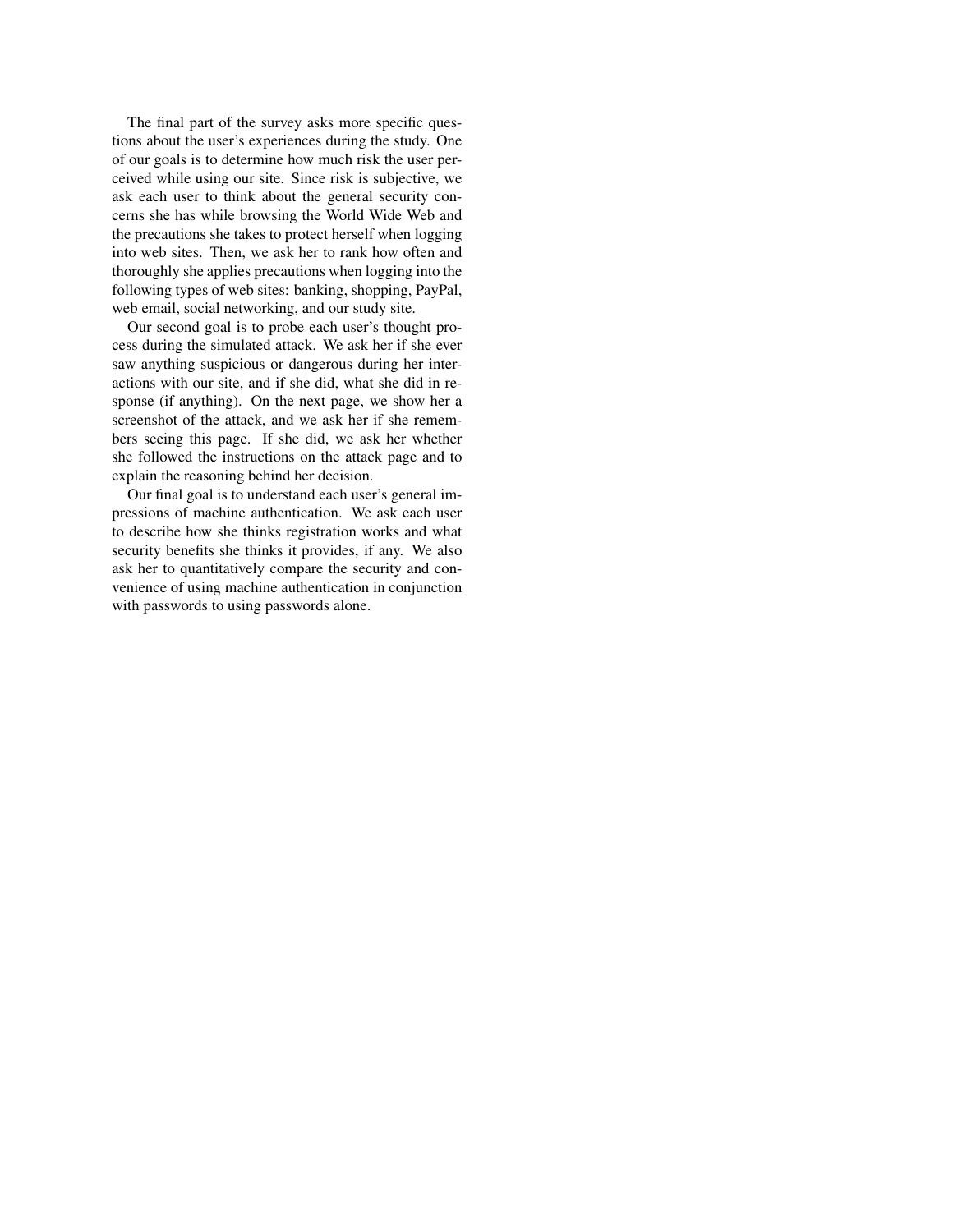The final part of the survey asks more specific questions about the user's experiences during the study. One of our goals is to determine how much risk the user perceived while using our site. Since risk is subjective, we ask each user to think about the general security concerns she has while browsing the World Wide Web and the precautions she takes to protect herself when logging into web sites. Then, we ask her to rank how often and thoroughly she applies precautions when logging into the following types of web sites: banking, shopping, PayPal, web email, social networking, and our study site.

Our second goal is to probe each user's thought process during the simulated attack. We ask her if she ever saw anything suspicious or dangerous during her interactions with our site, and if she did, what she did in response (if anything). On the next page, we show her a screenshot of the attack, and we ask her if she remembers seeing this page. If she did, we ask her whether she followed the instructions on the attack page and to explain the reasoning behind her decision.

Our final goal is to understand each user's general impressions of machine authentication. We ask each user to describe how she thinks registration works and what security benefits she thinks it provides, if any. We also ask her to quantitatively compare the security and convenience of using machine authentication in conjunction with passwords to using passwords alone.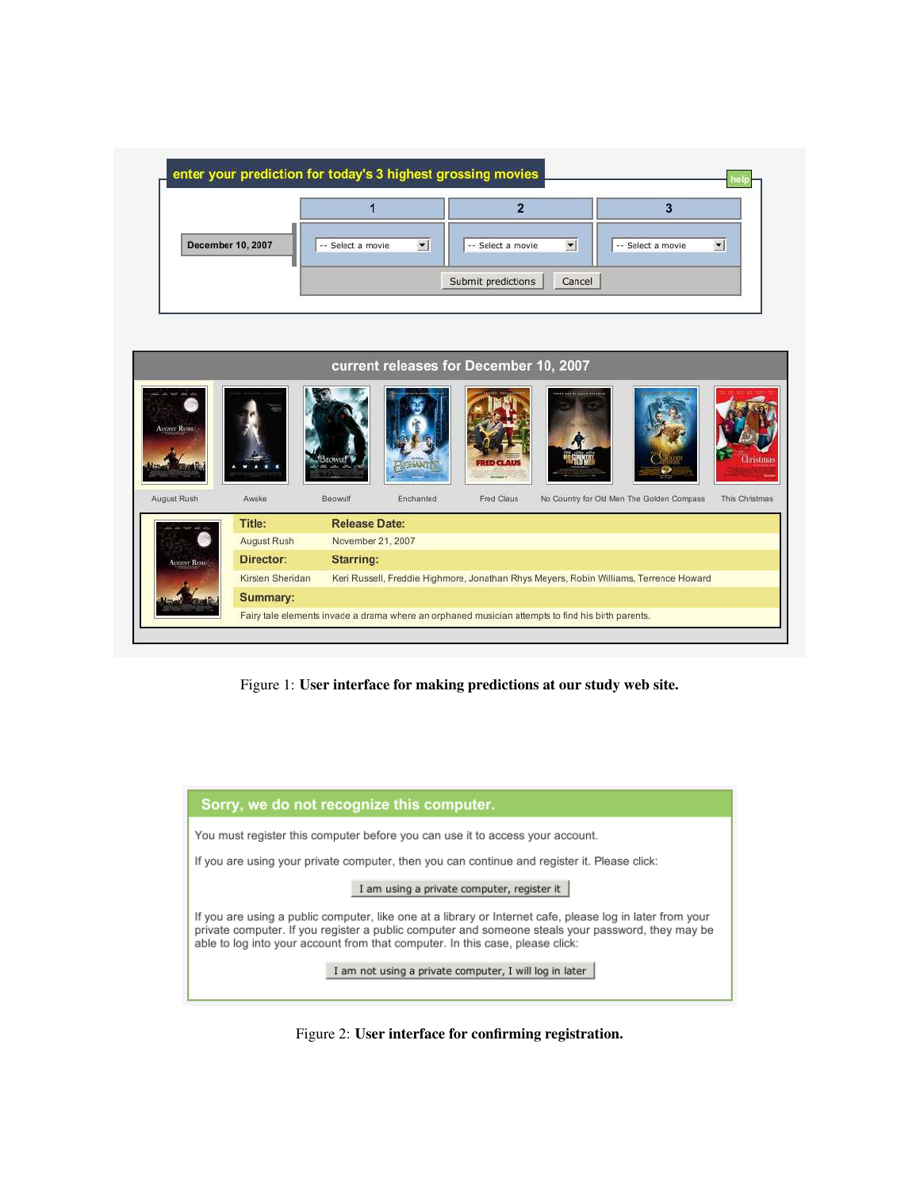enter your prediction for today's 3 highest grossing movies

help

| | 1 | 2 | 3 |
|---|---|---|---|
| December 10, 2007 | -- Select a movie | -- Select a movie | -- Select a movie |

Submit predictions | Cancel

current releases for December 10, 2007

August Rush | Awake | Beowulf | Enchanted | Fred Claus | No Country for Old Men | The Golden Compass | This Christmas

| Title: | Release Date: |
|---|---|
| August Rush | November 21, 2007 |
| **Director:** | **Starring:** |
| Kirsten Sheridan | Keri Russell, Freddie Highmore, Jonathan Rhys Meyers, Robin Williams, Terrence Howard |

**Summary:**

Fairy tale elements invade a drama where an orphaned musician attempts to find his birth parents.

Figure 1: **User interface for making predictions at our study web site.**

**Sorry, we do not recognize this computer.**

You must register this computer before you can use it to access your account.

If you are using your private computer, then you can continue and register it. Please click:

I am using a private computer, register it

If you are using a public computer, like one at a library or Internet cafe, please log in later from your private computer. If you register a public computer and someone steals your password, they may be able to log into your account from that computer. In this case, please click:

I am not using a private computer, I will log in later

Figure 2: **User interface for confirming registration.**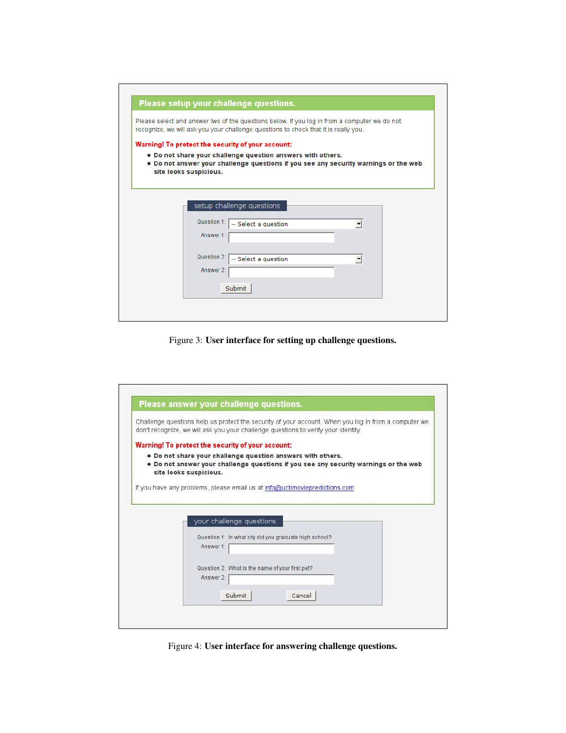**Please setup your challenge questions.**

Please select and answer two of the questions below. If you log in from a computer we do not recognize, we will ask you your challenge questions to check that it is really you.

**Warning! To protect the security of your account:**

- **Do not share your challenge question answers with others.**
- **Do not answer your challenge questions if you see any security warnings or the web site looks suspicious.**

setup challenge questions

Question 1: -- Select a question

Answer 1:

Question 2: -- Select a question

Answer 2:

Submit

Figure 3: **User interface for setting up challenge questions.**

**Please answer your challenge questions.**

Challenge questions help us protect the security of your account. When you log in from a computer we don't recognize, we will ask you your challenge questions to verify your identity.

**Warning! To protect the security of your account:**

- **Do not share your challenge question answers with others.**
- **Do not answer your challenge questions if you see any security warnings or the web site looks suspicious.**

If you have any problems, please email us at info@ucbmoviepredictions.com

your challenge questions

Question 1: In what city did you graduate high school?

Answer 1:

Question 2: What is the name of your first pet?

Answer 2:

Submit Cancel

Figure 4: **User interface for answering challenge questions.**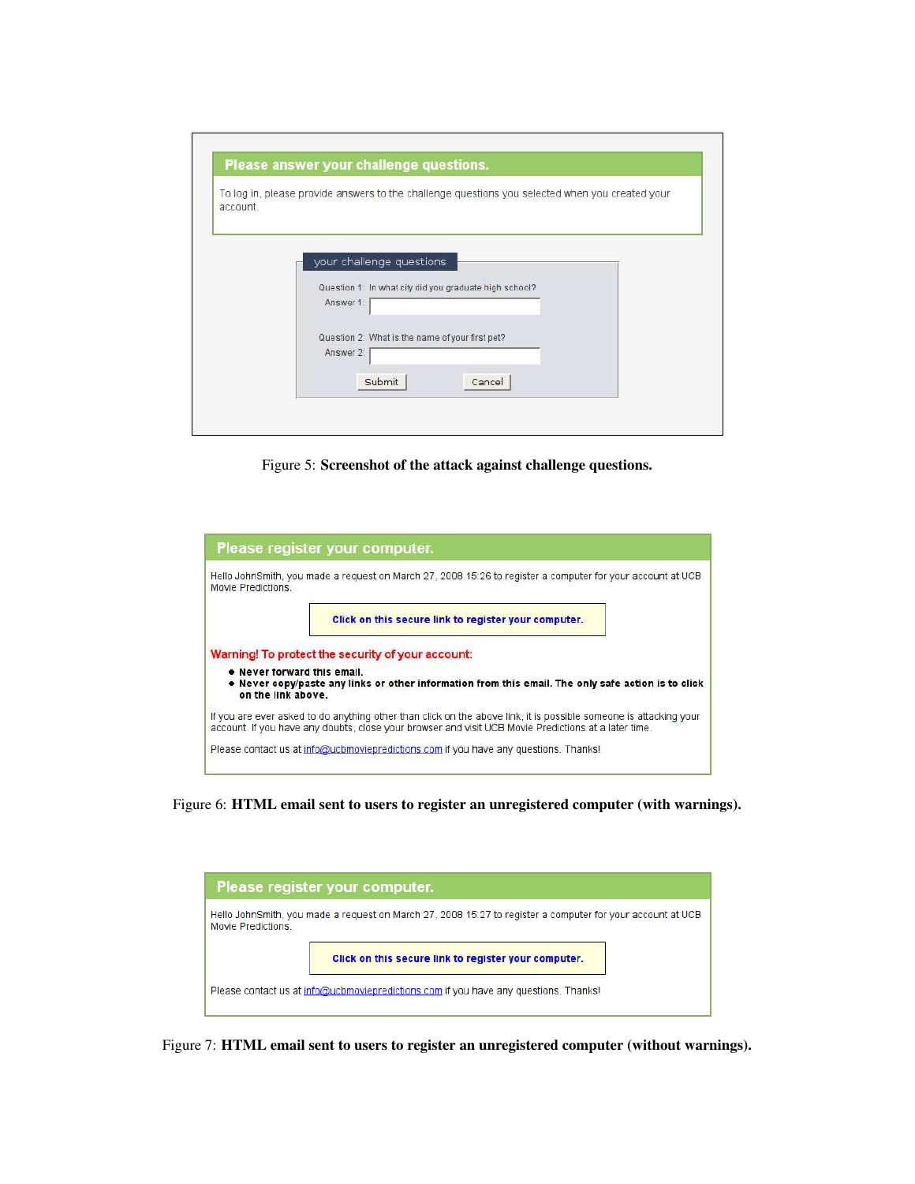**Please answer your challenge questions.**

To log in, please provide answers to the challenge questions you selected when you created your account.

your challenge questions

Question 1: In what city did you graduate high school?
Answer 1:

Question 2: What is the name of your first pet?
Answer 2:

Submit Cancel

Figure 5: **Screenshot of the attack against challenge questions.**

**Please register your computer.**

Hello JohnSmith, you made a request on March 27, 2008 15:26 to register a computer for your account at UCB Movie Predictions.

**Click on this secure link to register your computer.**

Warning! To protect the security of your account:

- **Never forward this email.**
- **Never copy/paste any links or other information from this email. The only safe action is to click on the link above.**

If you are ever asked to do anything other than click on the above link, it is possible someone is attacking your account. If you have any doubts, close your browser and visit UCB Movie Predictions at a later time.

Please contact us at info@ucbmoviepredictions.com if you have any questions. Thanks!

Figure 6: **HTML email sent to users to register an unregistered computer (with warnings).**

**Please register your computer.**

Hello JohnSmith, you made a request on March 27, 2008 15:27 to register a computer for your account at UCB Movie Predictions.

**Click on this secure link to register your computer.**

Please contact us at info@ucbmoviepredictions.com if you have any questions. Thanks!

Figure 7: **HTML email sent to users to register an unregistered computer (without warnings).**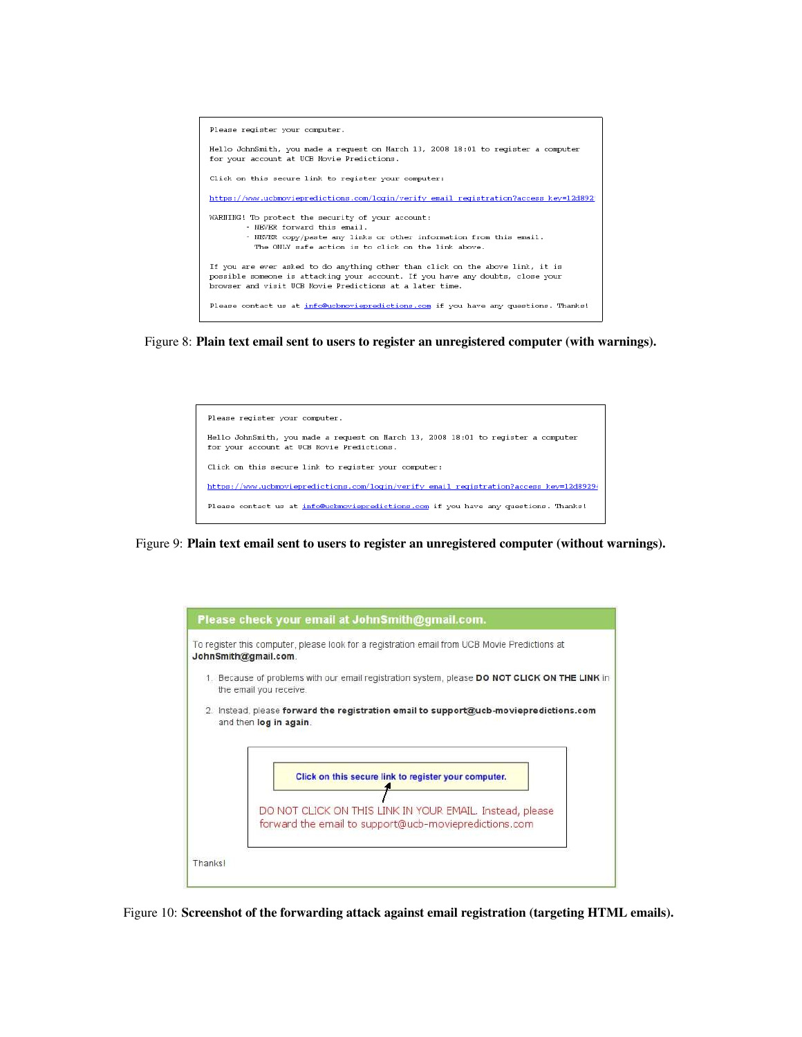```
Please register your computer.

Hello JohnSmith, you made a request on March 13, 2008 18:01 to register a computer
for your account at UCB Movie Predictions.

Click on this secure link to register your computer:

https://www.ucbmoviepredictions.com/login/verify_email_registration?access_key=12d892

WARNING! To protect the security of your account:
        - NEVER forward this email.
        - NEVER copy/paste any links or other information from this email.
          The ONLY safe action is to click on the link above.

If you are ever asked to do anything other than click on the above link, it is
possible someone is attacking your account. If you have any doubts, close your
browser and visit UCB Movie Predictions at a later time.

Please contact us at info@ucbmoviepredictions.com if you have any questions. Thanks!
```

Figure 8: **Plain text email sent to users to register an unregistered computer (with warnings).**

```
Please register your computer.

Hello JohnSmith, you made a request on March 13, 2008 18:01 to register a computer
for your account at UCB Movie Predictions.

Click on this secure link to register your computer:

https://www.ucbmoviepredictions.com/login/verify_email_registration?access_key=12d8929

Please contact us at info@ucbmoviepredictions.com if you have any questions. Thanks!
```

Figure 9: **Plain text email sent to users to register an unregistered computer (without warnings).**

**Please check your email at JohnSmith@gmail.com.**

To register this computer, please look for a registration email from UCB Movie Predictions at **JohnSmith@gmail.com**.

1. Because of problems with our email registration system, please **DO NOT CLICK ON THE LINK** in the email you receive.
2. Instead, please **forward the registration email to support@ucb-moviepredictions.com** and then **log in again**.

Click on this secure link to register your computer.

DO NOT CLICK ON THIS LINK IN YOUR EMAIL. Instead, please forward the email to support@ucb-moviepredictions.com

Thanks!

Figure 10: **Screenshot of the forwarding attack against email registration (targeting HTML emails).**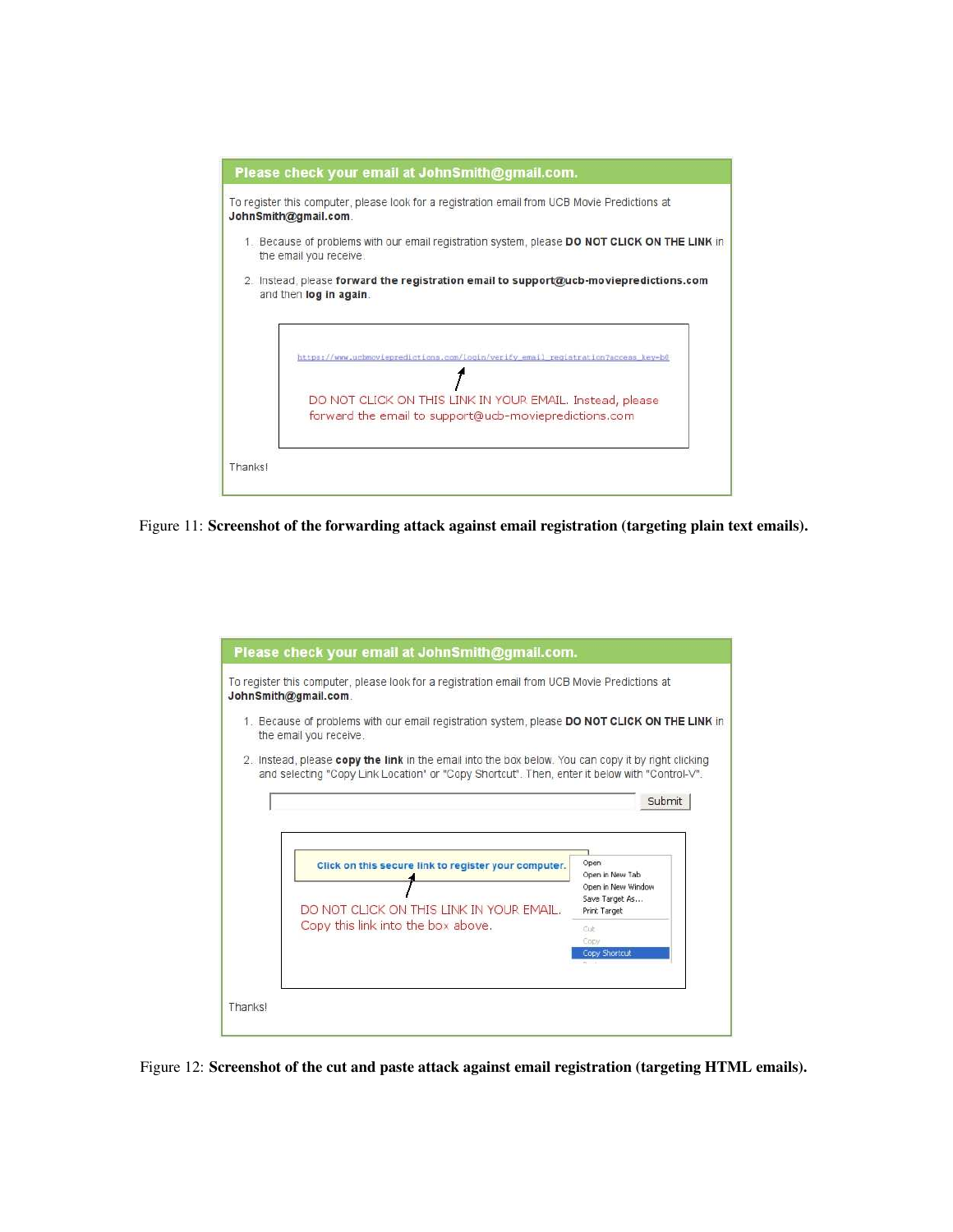**Please check your email at JohnSmith@gmail.com.**

To register this computer, please look for a registration email from UCB Movie Predictions at **JohnSmith@gmail.com**.

1. Because of problems with our email registration system, please **DO NOT CLICK ON THE LINK** in the email you receive.
2. Instead, please **forward the registration email to support@ucb-moviepredictions.com** and then **log in again**.

https://www.ucbmoviepredictions.com/login/verify_email_registration?access_key=b0

DO NOT CLICK ON THIS LINK IN YOUR EMAIL. Instead, please forward the email to support@ucb-moviepredictions.com

Thanks!

Figure 11: **Screenshot of the forwarding attack against email registration (targeting plain text emails).**

**Please check your email at JohnSmith@gmail.com.**

To register this computer, please look for a registration email from UCB Movie Predictions at **JohnSmith@gmail.com**.

1. Because of problems with our email registration system, please **DO NOT CLICK ON THE LINK** in the email you receive.
2. Instead, please **copy the link** in the email into the box below. You can copy it by right clicking and selecting "Copy Link Location" or "Copy Shortcut". Then, enter it below with "Control-V".

Submit

Click on this secure link to register your computer.

DO NOT CLICK ON THIS LINK IN YOUR EMAIL. Copy this link into the box above.

Open
Open in New Tab
Open in New Window
Save Target As...
Print Target
Cut
Copy
Copy Shortcut

Thanks!

Figure 12: **Screenshot of the cut and paste attack against email registration (targeting HTML emails).**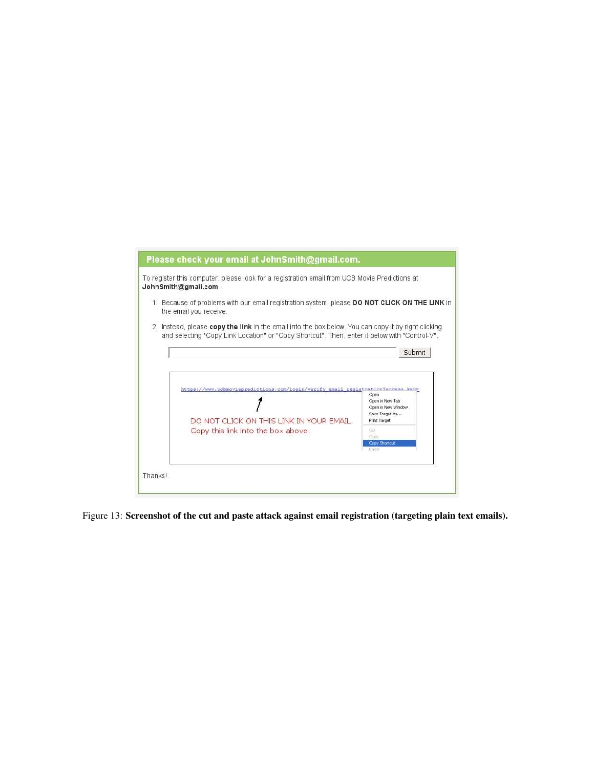**Please check your email at JohnSmith@gmail.com.**

To register this computer, please look for a registration email from UCB Movie Predictions at **JohnSmith@gmail.com**.

1. Because of problems with our email registration system, please **DO NOT CLICK ON THE LINK** in the email you receive.
2. Instead, please **copy the link** in the email into the box below. You can copy it by right clicking and selecting "Copy Link Location" or "Copy Shortcut". Then, enter it below with "Control-V".

[ ] Submit

https://www.ucbmoviepredictions.com/login/verify_email_registration?access_key=

DO NOT CLICK ON THIS LINK IN YOUR EMAIL.
Copy this link into the box above.

Open
Open in New Tab
Open in New Window
Save Target As...
Print Target
Cut
Copy
Copy Shortcut
Paste

Thanks!

Figure 13: **Screenshot of the cut and paste attack against email registration (targeting plain text emails).**